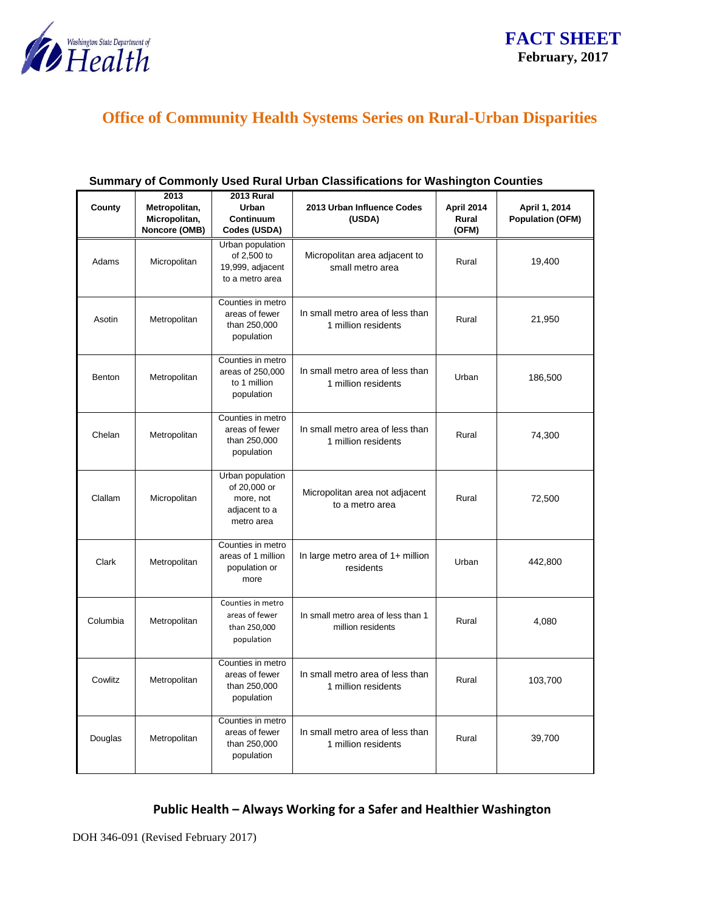**FACT SHEET**
**February, 2017**

# Office of Community Health Systems Series on Rural-Urban Disparities

## Summary of Commonly Used Rural Urban Classifications for Washington Counties

| County | 2013 Metropolitan, Micropolitan, Noncore (OMB) | 2013 Rural Urban Continuum Codes (USDA) | 2013 Urban Influence Codes (USDA) | April 2014 Rural (OFM) | April 1, 2014 Population (OFM) |
|---|---|---|---|---|---|
| Adams | Micropolitan | Urban population of 2,500 to 19,999, adjacent to a metro area | Micropolitan area adjacent to small metro area | Rural | 19,400 |
| Asotin | Metropolitan | Counties in metro areas of fewer than 250,000 population | In small metro area of less than 1 million residents | Rural | 21,950 |
| Benton | Metropolitan | Counties in metro areas of 250,000 to 1 million population | In small metro area of less than 1 million residents | Urban | 186,500 |
| Chelan | Metropolitan | Counties in metro areas of fewer than 250,000 population | In small metro area of less than 1 million residents | Rural | 74,300 |
| Clallam | Micropolitan | Urban population of 20,000 or more, not adjacent to a metro area | Micropolitan area not adjacent to a metro area | Rural | 72,500 |
| Clark | Metropolitan | Counties in metro areas of 1 million population or more | In large metro area of 1+ million residents | Urban | 442,800 |
| Columbia | Metropolitan | Counties in metro areas of fewer than 250,000 population | In small metro area of less than 1 million residents | Rural | 4,080 |
| Cowlitz | Metropolitan | Counties in metro areas of fewer than 250,000 population | In small metro area of less than 1 million residents | Rural | 103,700 |
| Douglas | Metropolitan | Counties in metro areas of fewer than 250,000 population | In small metro area of less than 1 million residents | Rural | 39,700 |

**Public Health – Always Working for a Safer and Healthier Washington**

DOH 346-091 (Revised February 2017)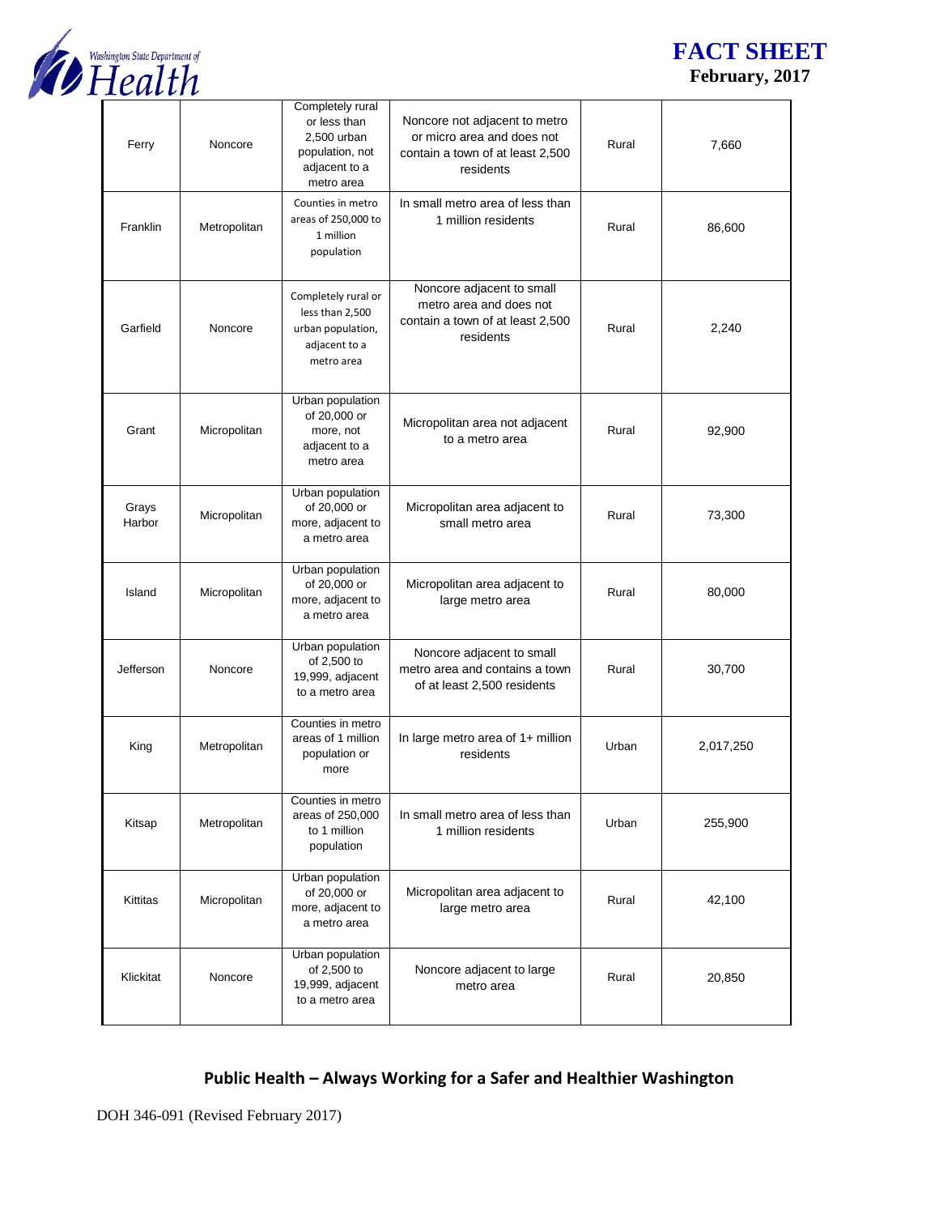| Ferry | Noncore | Completely rural or less than 2,500 urban population, not adjacent to a metro area | Noncore not adjacent to metro or micro area and does not contain a town of at least 2,500 residents | Rural | 7,660 |
|---|---|---|---|---|---|
| Franklin | Metropolitan | Counties in metro areas of 250,000 to 1 million population | In small metro area of less than 1 million residents | Rural | 86,600 |
| Garfield | Noncore | Completely rural or less than 2,500 urban population, adjacent to a metro area | Noncore adjacent to small metro area and does not contain a town of at least 2,500 residents | Rural | 2,240 |
| Grant | Micropolitan | Urban population of 20,000 or more, not adjacent to a metro area | Micropolitan area not adjacent to a metro area | Rural | 92,900 |
| Grays Harbor | Micropolitan | Urban population of 20,000 or more, adjacent to a metro area | Micropolitan area adjacent to small metro area | Rural | 73,300 |
| Island | Micropolitan | Urban population of 20,000 or more, adjacent to a metro area | Micropolitan area adjacent to large metro area | Rural | 80,000 |
| Jefferson | Noncore | Urban population of 2,500 to 19,999, adjacent to a metro area | Noncore adjacent to small metro area and contains a town of at least 2,500 residents | Rural | 30,700 |
| King | Metropolitan | Counties in metro areas of 1 million population or more | In large metro area of 1+ million residents | Urban | 2,017,250 |
| Kitsap | Metropolitan | Counties in metro areas of 250,000 to 1 million population | In small metro area of less than 1 million residents | Urban | 255,900 |
| Kittitas | Micropolitan | Urban population of 20,000 or more, adjacent to a metro area | Micropolitan area adjacent to large metro area | Rural | 42,100 |
| Klickitat | Noncore | Urban population of 2,500 to 19,999, adjacent to a metro area | Noncore adjacent to large metro area | Rural | 20,850 |

**Public Health – Always Working for a Safer and Healthier Washington**

DOH 346-091 (Revised February 2017)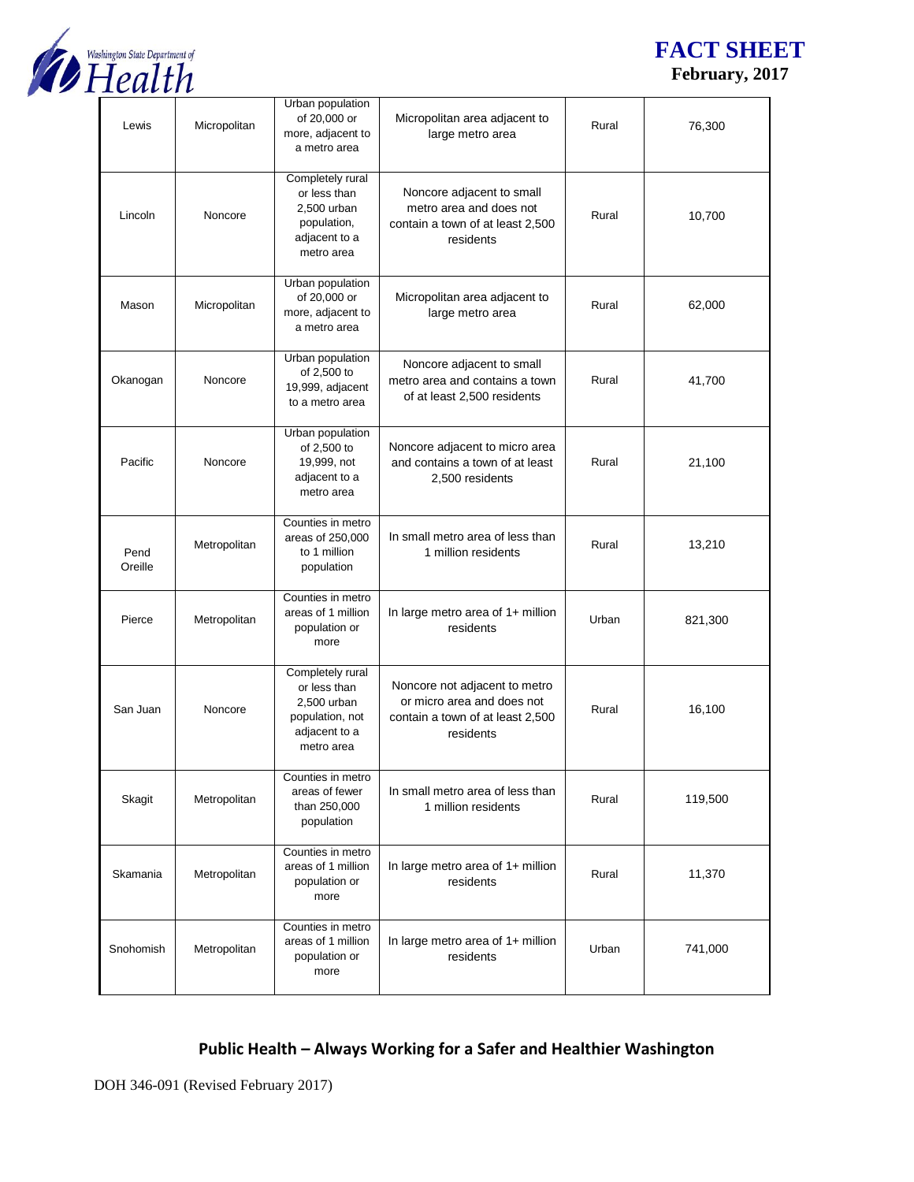| Lewis | Micropolitan | Urban population of 20,000 or more, adjacent to a metro area | Micropolitan area adjacent to large metro area | Rural | 76,300 |
|---|---|---|---|---|---|
| Lincoln | Noncore | Completely rural or less than 2,500 urban population, adjacent to a metro area | Noncore adjacent to small metro area and does not contain a town of at least 2,500 residents | Rural | 10,700 |
| Mason | Micropolitan | Urban population of 20,000 or more, adjacent to a metro area | Micropolitan area adjacent to large metro area | Rural | 62,000 |
| Okanogan | Noncore | Urban population of 2,500 to 19,999, adjacent to a metro area | Noncore adjacent to small metro area and contains a town of at least 2,500 residents | Rural | 41,700 |
| Pacific | Noncore | Urban population of 2,500 to 19,999, not adjacent to a metro area | Noncore adjacent to micro area and contains a town of at least 2,500 residents | Rural | 21,100 |
| Pend Oreille | Metropolitan | Counties in metro areas of 250,000 to 1 million population | In small metro area of less than 1 million residents | Rural | 13,210 |
| Pierce | Metropolitan | Counties in metro areas of 1 million population or more | In large metro area of 1+ million residents | Urban | 821,300 |
| San Juan | Noncore | Completely rural or less than 2,500 urban population, not adjacent to a metro area | Noncore not adjacent to metro or micro area and does not contain a town of at least 2,500 residents | Rural | 16,100 |
| Skagit | Metropolitan | Counties in metro areas of fewer than 250,000 population | In small metro area of less than 1 million residents | Rural | 119,500 |
| Skamania | Metropolitan | Counties in metro areas of 1 million population or more | In large metro area of 1+ million residents | Rural | 11,370 |
| Snohomish | Metropolitan | Counties in metro areas of 1 million population or more | In large metro area of 1+ million residents | Urban | 741,000 |

**Public Health – Always Working for a Safer and Healthier Washington**

DOH 346-091 (Revised February 2017)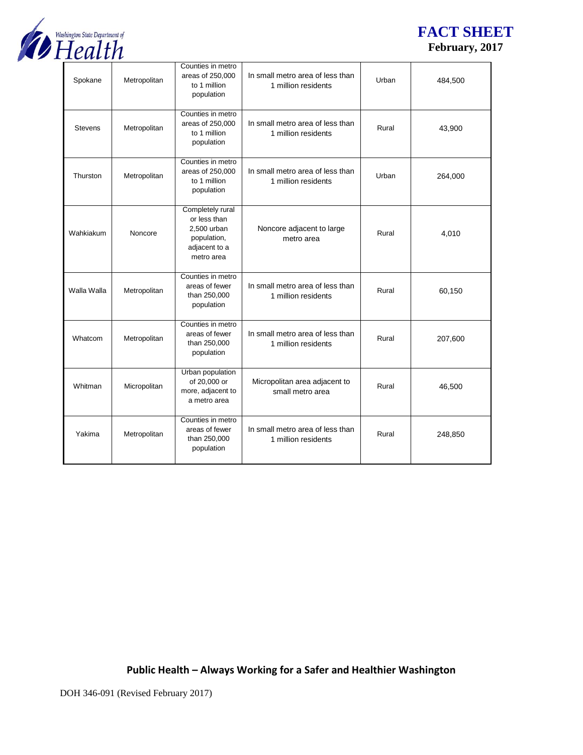| | | | | | |
|---|---|---|---|---|---|
| Spokane | Metropolitan | Counties in metro areas of 250,000 to 1 million population | In small metro area of less than 1 million residents | Urban | 484,500 |
| Stevens | Metropolitan | Counties in metro areas of 250,000 to 1 million population | In small metro area of less than 1 million residents | Rural | 43,900 |
| Thurston | Metropolitan | Counties in metro areas of 250,000 to 1 million population | In small metro area of less than 1 million residents | Urban | 264,000 |
| Wahkiakum | Noncore | Completely rural or less than 2,500 urban population, adjacent to a metro area | Noncore adjacent to large metro area | Rural | 4,010 |
| Walla Walla | Metropolitan | Counties in metro areas of fewer than 250,000 population | In small metro area of less than 1 million residents | Rural | 60,150 |
| Whatcom | Metropolitan | Counties in metro areas of fewer than 250,000 population | In small metro area of less than 1 million residents | Rural | 207,600 |
| Whitman | Micropolitan | Urban population of 20,000 or more, adjacent to a metro area | Micropolitan area adjacent to small metro area | Rural | 46,500 |
| Yakima | Metropolitan | Counties in metro areas of fewer than 250,000 population | In small metro area of less than 1 million residents | Rural | 248,850 |

**Public Health – Always Working for a Safer and Healthier Washington**

DOH 346-091 (Revised February 2017)